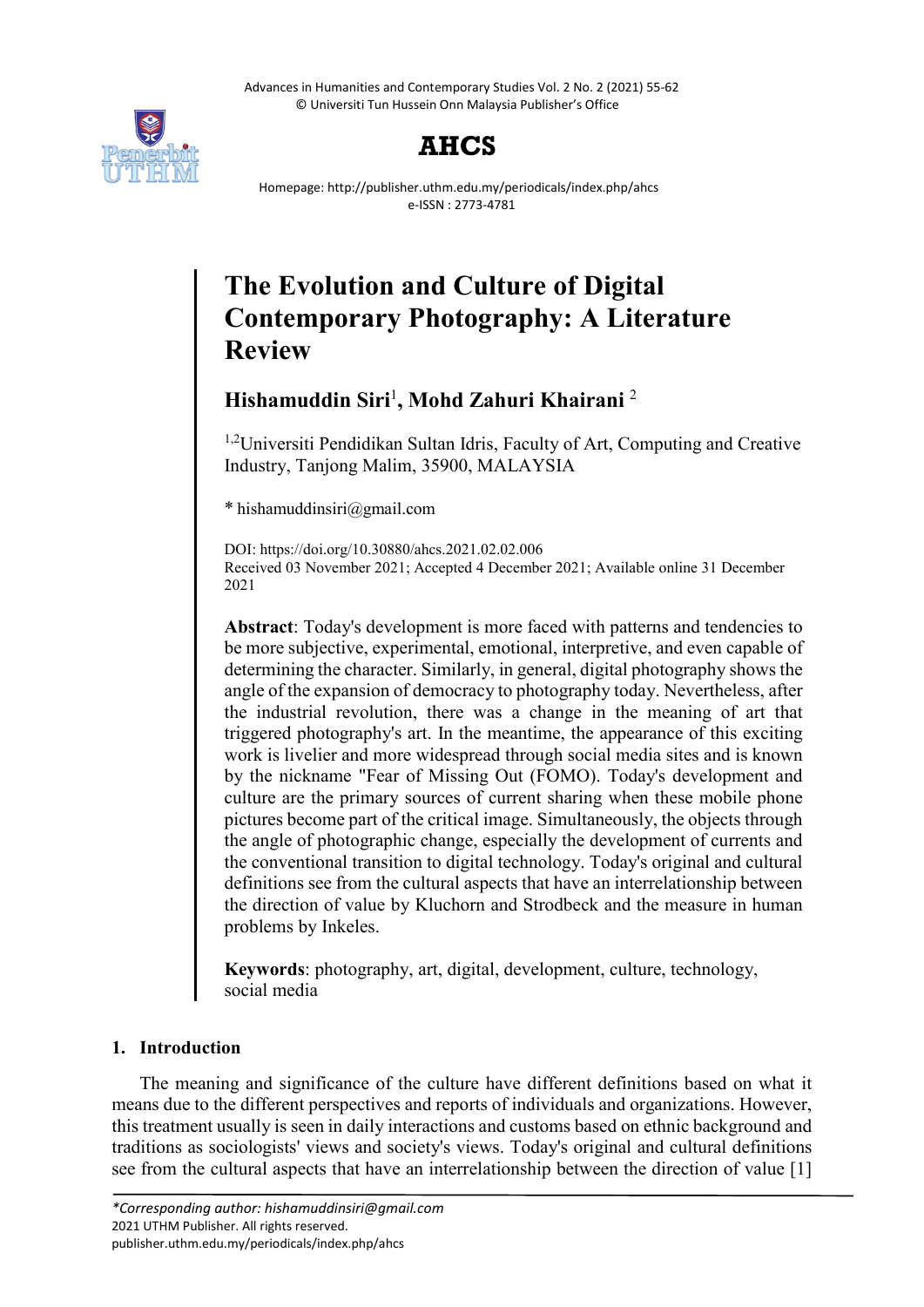# The Evolution and Culture of Digital Contemporary Photography: A Literature Review

**Hishamuddin Siri**[1]**, Mohd Zahuri Khairani** [2]

[1,2]Universiti Pendidikan Sultan Idris, Faculty of Art, Computing and Creative Industry, Tanjong Malim, 35900, MALAYSIA

* hishamuddinsiri@gmail.com

DOI: https://doi.org/10.30880/ahcs.2021.02.02.006
Received 03 November 2021; Accepted 4 December 2021; Available online 31 December 2021

**Abstract**: Today's development is more faced with patterns and tendencies to be more subjective, experimental, emotional, interpretive, and even capable of determining the character. Similarly, in general, digital photography shows the angle of the expansion of democracy to photography today. Nevertheless, after the industrial revolution, there was a change in the meaning of art that triggered photography's art. In the meantime, the appearance of this exciting work is livelier and more widespread through social media sites and is known by the nickname "Fear of Missing Out (FOMO). Today's development and culture are the primary sources of current sharing when these mobile phone pictures become part of the critical image. Simultaneously, the objects through the angle of photographic change, especially the development of currents and the conventional transition to digital technology. Today's original and cultural definitions see from the cultural aspects that have an interrelationship between the direction of value by Kluchorn and Strodbeck and the measure in human problems by Inkeles.

**Keywords**: photography, art, digital, development, culture, technology, social media

## 1. Introduction

The meaning and significance of the culture have different definitions based on what it means due to the different perspectives and reports of individuals and organizations. However, this treatment usually is seen in daily interactions and customs based on ethnic background and traditions as sociologists' views and society's views. Today's original and cultural definitions see from the cultural aspects that have an interrelationship between the direction of value [1]

*\*Corresponding author: hishamuddinsiri@gmail.com*
2021 UTHM Publisher. All rights reserved.
publisher.uthm.edu.my/periodicals/index.php/ahcs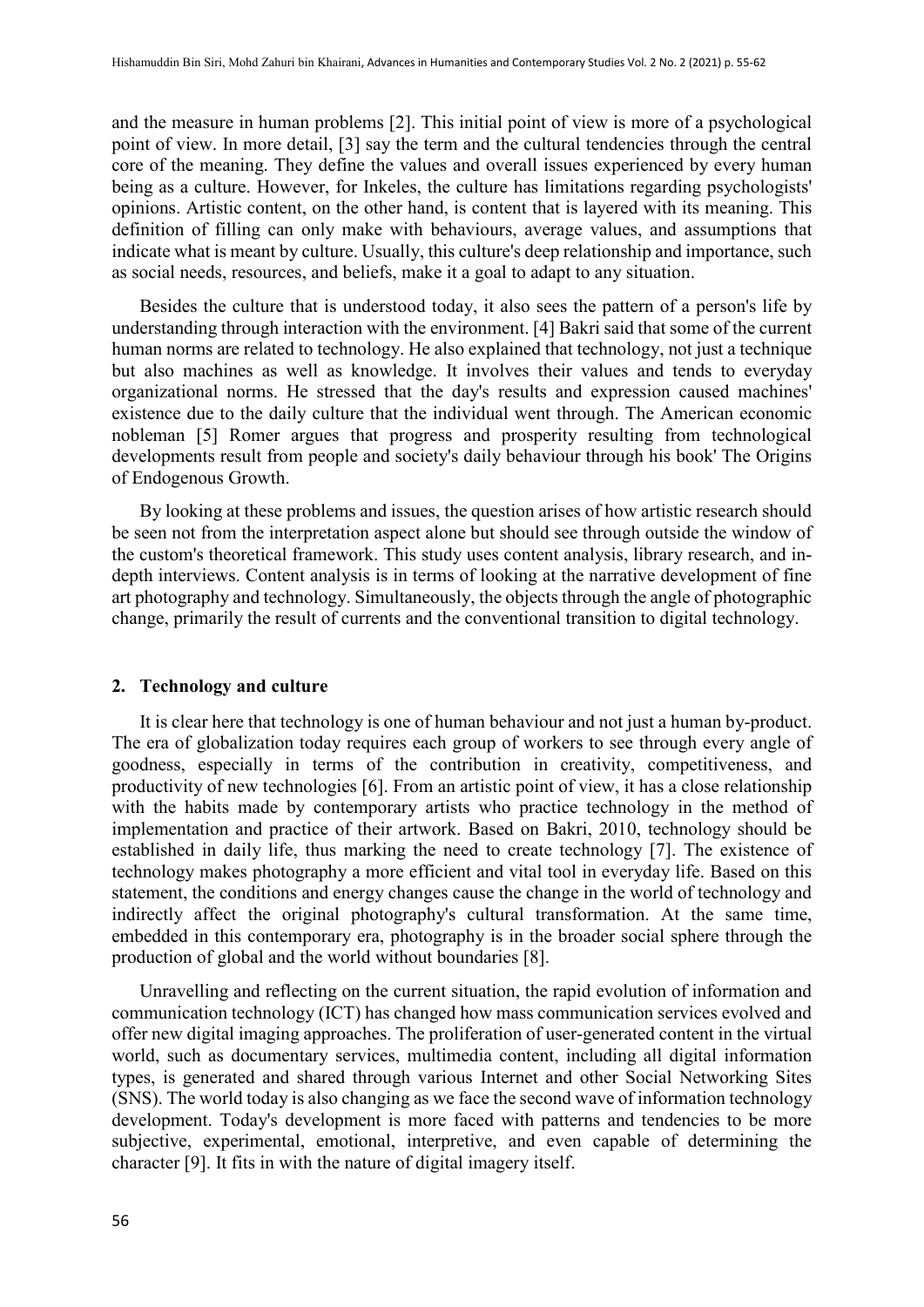and the measure in human problems [2]. This initial point of view is more of a psychological point of view. In more detail, [3] say the term and the cultural tendencies through the central core of the meaning. They define the values and overall issues experienced by every human being as a culture. However, for Inkeles, the culture has limitations regarding psychologists' opinions. Artistic content, on the other hand, is content that is layered with its meaning. This definition of filling can only make with behaviours, average values, and assumptions that indicate what is meant by culture. Usually, this culture's deep relationship and importance, such as social needs, resources, and beliefs, make it a goal to adapt to any situation.

Besides the culture that is understood today, it also sees the pattern of a person's life by understanding through interaction with the environment. [4] Bakri said that some of the current human norms are related to technology. He also explained that technology, not just a technique but also machines as well as knowledge. It involves their values and tends to everyday organizational norms. He stressed that the day's results and expression caused machines' existence due to the daily culture that the individual went through. The American economic nobleman [5] Romer argues that progress and prosperity resulting from technological developments result from people and society's daily behaviour through his book' The Origins of Endogenous Growth.

By looking at these problems and issues, the question arises of how artistic research should be seen not from the interpretation aspect alone but should see through outside the window of the custom's theoretical framework. This study uses content analysis, library research, and in-depth interviews. Content analysis is in terms of looking at the narrative development of fine art photography and technology. Simultaneously, the objects through the angle of photographic change, primarily the result of currents and the conventional transition to digital technology.

## 2. Technology and culture

It is clear here that technology is one of human behaviour and not just a human by-product. The era of globalization today requires each group of workers to see through every angle of goodness, especially in terms of the contribution in creativity, competitiveness, and productivity of new technologies [6]. From an artistic point of view, it has a close relationship with the habits made by contemporary artists who practice technology in the method of implementation and practice of their artwork. Based on Bakri, 2010, technology should be established in daily life, thus marking the need to create technology [7]. The existence of technology makes photography a more efficient and vital tool in everyday life. Based on this statement, the conditions and energy changes cause the change in the world of technology and indirectly affect the original photography's cultural transformation. At the same time, embedded in this contemporary era, photography is in the broader social sphere through the production of global and the world without boundaries [8].

Unravelling and reflecting on the current situation, the rapid evolution of information and communication technology (ICT) has changed how mass communication services evolved and offer new digital imaging approaches. The proliferation of user-generated content in the virtual world, such as documentary services, multimedia content, including all digital information types, is generated and shared through various Internet and other Social Networking Sites (SNS). The world today is also changing as we face the second wave of information technology development. Today's development is more faced with patterns and tendencies to be more subjective, experimental, emotional, interpretive, and even capable of determining the character [9]. It fits in with the nature of digital imagery itself.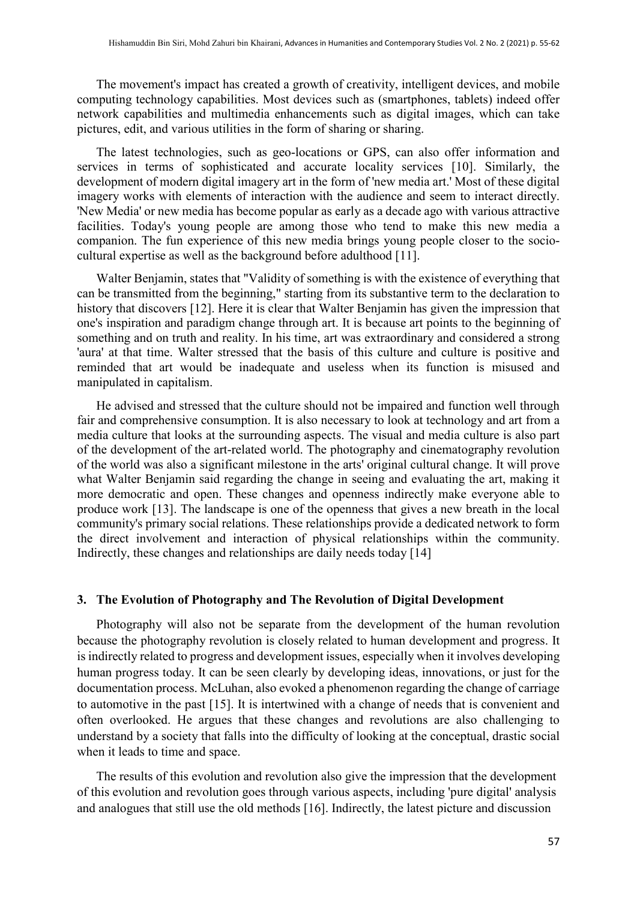The movement's impact has created a growth of creativity, intelligent devices, and mobile computing technology capabilities. Most devices such as (smartphones, tablets) indeed offer network capabilities and multimedia enhancements such as digital images, which can take pictures, edit, and various utilities in the form of sharing or sharing.

The latest technologies, such as geo-locations or GPS, can also offer information and services in terms of sophisticated and accurate locality services [10]. Similarly, the development of modern digital imagery art in the form of 'new media art.' Most of these digital imagery works with elements of interaction with the audience and seem to interact directly. 'New Media' or new media has become popular as early as a decade ago with various attractive facilities. Today's young people are among those who tend to make this new media a companion. The fun experience of this new media brings young people closer to the socio-cultural expertise as well as the background before adulthood [11].

Walter Benjamin, states that "Validity of something is with the existence of everything that can be transmitted from the beginning," starting from its substantive term to the declaration to history that discovers [12]. Here it is clear that Walter Benjamin has given the impression that one's inspiration and paradigm change through art. It is because art points to the beginning of something and on truth and reality. In his time, art was extraordinary and considered a strong 'aura' at that time. Walter stressed that the basis of this culture and culture is positive and reminded that art would be inadequate and useless when its function is misused and manipulated in capitalism.

He advised and stressed that the culture should not be impaired and function well through fair and comprehensive consumption. It is also necessary to look at technology and art from a media culture that looks at the surrounding aspects. The visual and media culture is also part of the development of the art-related world. The photography and cinematography revolution of the world was also a significant milestone in the arts' original cultural change. It will prove what Walter Benjamin said regarding the change in seeing and evaluating the art, making it more democratic and open. These changes and openness indirectly make everyone able to produce work [13]. The landscape is one of the openness that gives a new breath in the local community's primary social relations. These relationships provide a dedicated network to form the direct involvement and interaction of physical relationships within the community. Indirectly, these changes and relationships are daily needs today [14]

## 3. The Evolution of Photography and The Revolution of Digital Development

Photography will also not be separate from the development of the human revolution because the photography revolution is closely related to human development and progress. It is indirectly related to progress and development issues, especially when it involves developing human progress today. It can be seen clearly by developing ideas, innovations, or just for the documentation process. McLuhan, also evoked a phenomenon regarding the change of carriage to automotive in the past [15]. It is intertwined with a change of needs that is convenient and often overlooked. He argues that these changes and revolutions are also challenging to understand by a society that falls into the difficulty of looking at the conceptual, drastic social when it leads to time and space.

The results of this evolution and revolution also give the impression that the development of this evolution and revolution goes through various aspects, including 'pure digital' analysis and analogues that still use the old methods [16]. Indirectly, the latest picture and discussion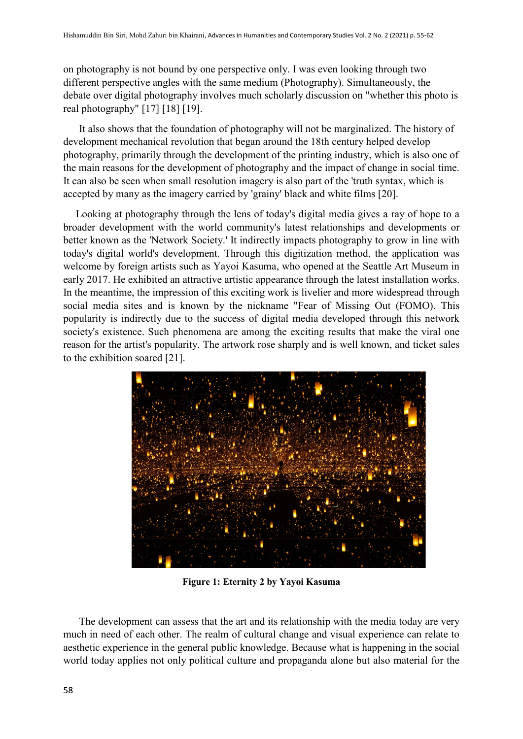on photography is not bound by one perspective only. I was even looking through two different perspective angles with the same medium (Photography). Simultaneously, the debate over digital photography involves much scholarly discussion on "whether this photo is real photography" [17] [18] [19].

It also shows that the foundation of photography will not be marginalized. The history of development mechanical revolution that began around the 18th century helped develop photography, primarily through the development of the printing industry, which is also one of the main reasons for the development of photography and the impact of change in social time. It can also be seen when small resolution imagery is also part of the 'truth syntax, which is accepted by many as the imagery carried by 'grainy' black and white films [20].

Looking at photography through the lens of today's digital media gives a ray of hope to a broader development with the world community's latest relationships and developments or better known as the 'Network Society.' It indirectly impacts photography to grow in line with today's digital world's development. Through this digitization method, the application was welcome by foreign artists such as Yayoi Kasuma, who opened at the Seattle Art Museum in early 2017. He exhibited an attractive artistic appearance through the latest installation works. In the meantime, the impression of this exciting work is livelier and more widespread through social media sites and is known by the nickname "Fear of Missing Out (FOMO). This popularity is indirectly due to the success of digital media developed through this network society's existence. Such phenomena are among the exciting results that make the viral one reason for the artist's popularity. The artwork rose sharply and is well known, and ticket sales to the exhibition soared [21].

**Figure 1: Eternity 2 by Yayoi Kasuma**

The development can assess that the art and its relationship with the media today are very much in need of each other. The realm of cultural change and visual experience can relate to aesthetic experience in the general public knowledge. Because what is happening in the social world today applies not only political culture and propaganda alone but also material for the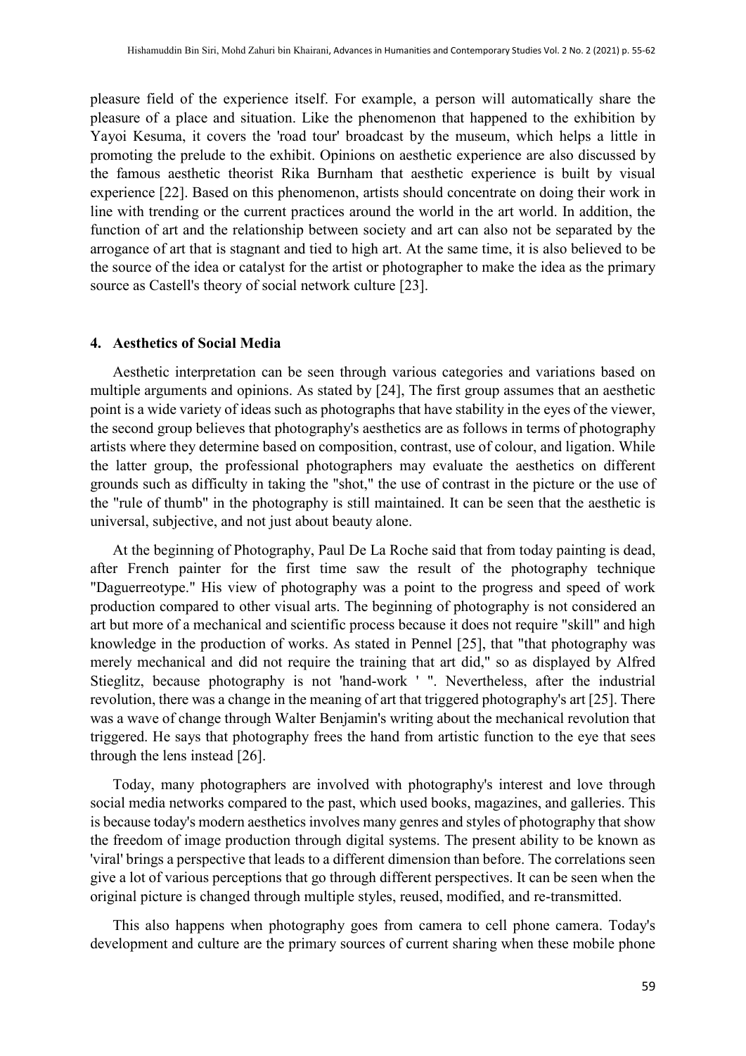pleasure field of the experience itself. For example, a person will automatically share the pleasure of a place and situation. Like the phenomenon that happened to the exhibition by Yayoi Kesuma, it covers the 'road tour' broadcast by the museum, which helps a little in promoting the prelude to the exhibit. Opinions on aesthetic experience are also discussed by the famous aesthetic theorist Rika Burnham that aesthetic experience is built by visual experience [22]. Based on this phenomenon, artists should concentrate on doing their work in line with trending or the current practices around the world in the art world. In addition, the function of art and the relationship between society and art can also not be separated by the arrogance of art that is stagnant and tied to high art. At the same time, it is also believed to be the source of the idea or catalyst for the artist or photographer to make the idea as the primary source as Castell's theory of social network culture [23].

## 4. Aesthetics of Social Media

Aesthetic interpretation can be seen through various categories and variations based on multiple arguments and opinions. As stated by [24], The first group assumes that an aesthetic point is a wide variety of ideas such as photographs that have stability in the eyes of the viewer, the second group believes that photography's aesthetics are as follows in terms of photography artists where they determine based on composition, contrast, use of colour, and ligation. While the latter group, the professional photographers may evaluate the aesthetics on different grounds such as difficulty in taking the "shot," the use of contrast in the picture or the use of the "rule of thumb" in the photography is still maintained. It can be seen that the aesthetic is universal, subjective, and not just about beauty alone.

At the beginning of Photography, Paul De La Roche said that from today painting is dead, after French painter for the first time saw the result of the photography technique "Daguerreotype." His view of photography was a point to the progress and speed of work production compared to other visual arts. The beginning of photography is not considered an art but more of a mechanical and scientific process because it does not require "skill" and high knowledge in the production of works. As stated in Pennel [25], that "that photography was merely mechanical and did not require the training that art did," so as displayed by Alfred Stieglitz, because photography is not 'hand-work ' ". Nevertheless, after the industrial revolution, there was a change in the meaning of art that triggered photography's art [25]. There was a wave of change through Walter Benjamin's writing about the mechanical revolution that triggered. He says that photography frees the hand from artistic function to the eye that sees through the lens instead [26].

Today, many photographers are involved with photography's interest and love through social media networks compared to the past, which used books, magazines, and galleries. This is because today's modern aesthetics involves many genres and styles of photography that show the freedom of image production through digital systems. The present ability to be known as 'viral' brings a perspective that leads to a different dimension than before. The correlations seen give a lot of various perceptions that go through different perspectives. It can be seen when the original picture is changed through multiple styles, reused, modified, and re-transmitted.

This also happens when photography goes from camera to cell phone camera. Today's development and culture are the primary sources of current sharing when these mobile phone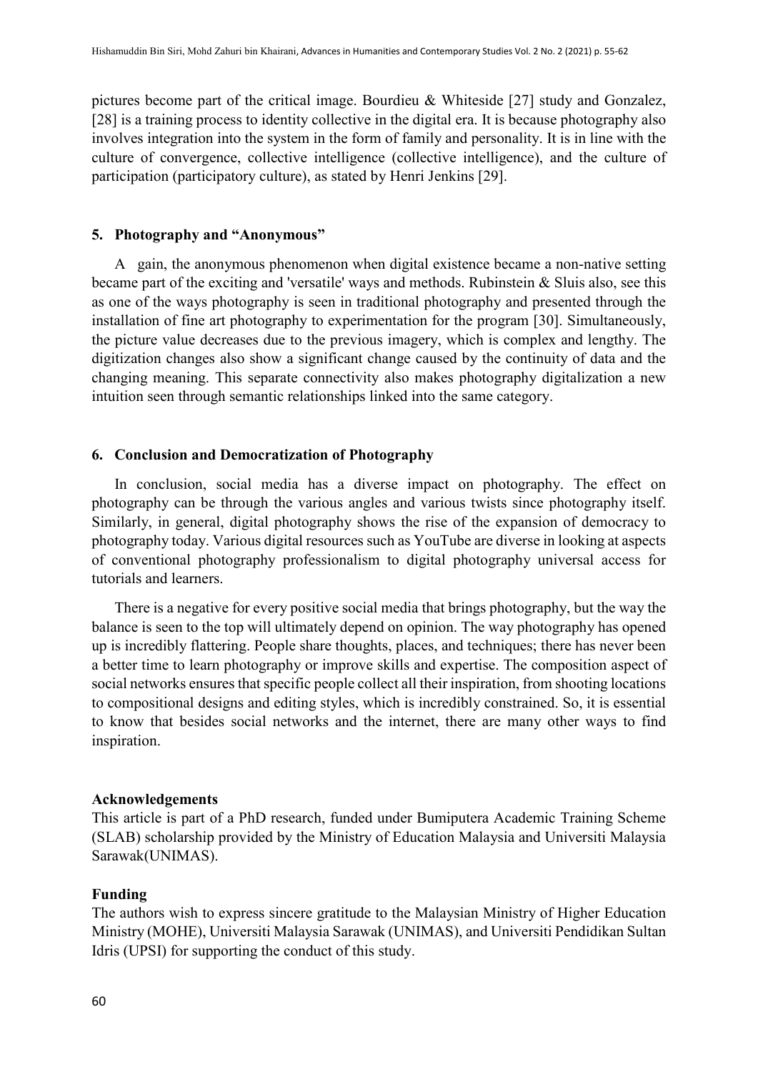pictures become part of the critical image. Bourdieu & Whiteside [27] study and Gonzalez, [28] is a training process to identity collective in the digital era. It is because photography also involves integration into the system in the form of family and personality. It is in line with the culture of convergence, collective intelligence (collective intelligence), and the culture of participation (participatory culture), as stated by Henri Jenkins [29].

## 5. Photography and "Anonymous"

A gain, the anonymous phenomenon when digital existence became a non-native setting became part of the exciting and 'versatile' ways and methods. Rubinstein & Sluis also, see this as one of the ways photography is seen in traditional photography and presented through the installation of fine art photography to experimentation for the program [30]. Simultaneously, the picture value decreases due to the previous imagery, which is complex and lengthy. The digitization changes also show a significant change caused by the continuity of data and the changing meaning. This separate connectivity also makes photography digitalization a new intuition seen through semantic relationships linked into the same category.

## 6. Conclusion and Democratization of Photography

In conclusion, social media has a diverse impact on photography. The effect on photography can be through the various angles and various twists since photography itself. Similarly, in general, digital photography shows the rise of the expansion of democracy to photography today. Various digital resources such as YouTube are diverse in looking at aspects of conventional photography professionalism to digital photography universal access for tutorials and learners.

There is a negative for every positive social media that brings photography, but the way the balance is seen to the top will ultimately depend on opinion. The way photography has opened up is incredibly flattering. People share thoughts, places, and techniques; there has never been a better time to learn photography or improve skills and expertise. The composition aspect of social networks ensures that specific people collect all their inspiration, from shooting locations to compositional designs and editing styles, which is incredibly constrained. So, it is essential to know that besides social networks and the internet, there are many other ways to find inspiration.

**Acknowledgements**

This article is part of a PhD research, funded under Bumiputera Academic Training Scheme (SLAB) scholarship provided by the Ministry of Education Malaysia and Universiti Malaysia Sarawak(UNIMAS).

**Funding**

The authors wish to express sincere gratitude to the Malaysian Ministry of Higher Education Ministry (MOHE), Universiti Malaysia Sarawak (UNIMAS), and Universiti Pendidikan Sultan Idris (UPSI) for supporting the conduct of this study.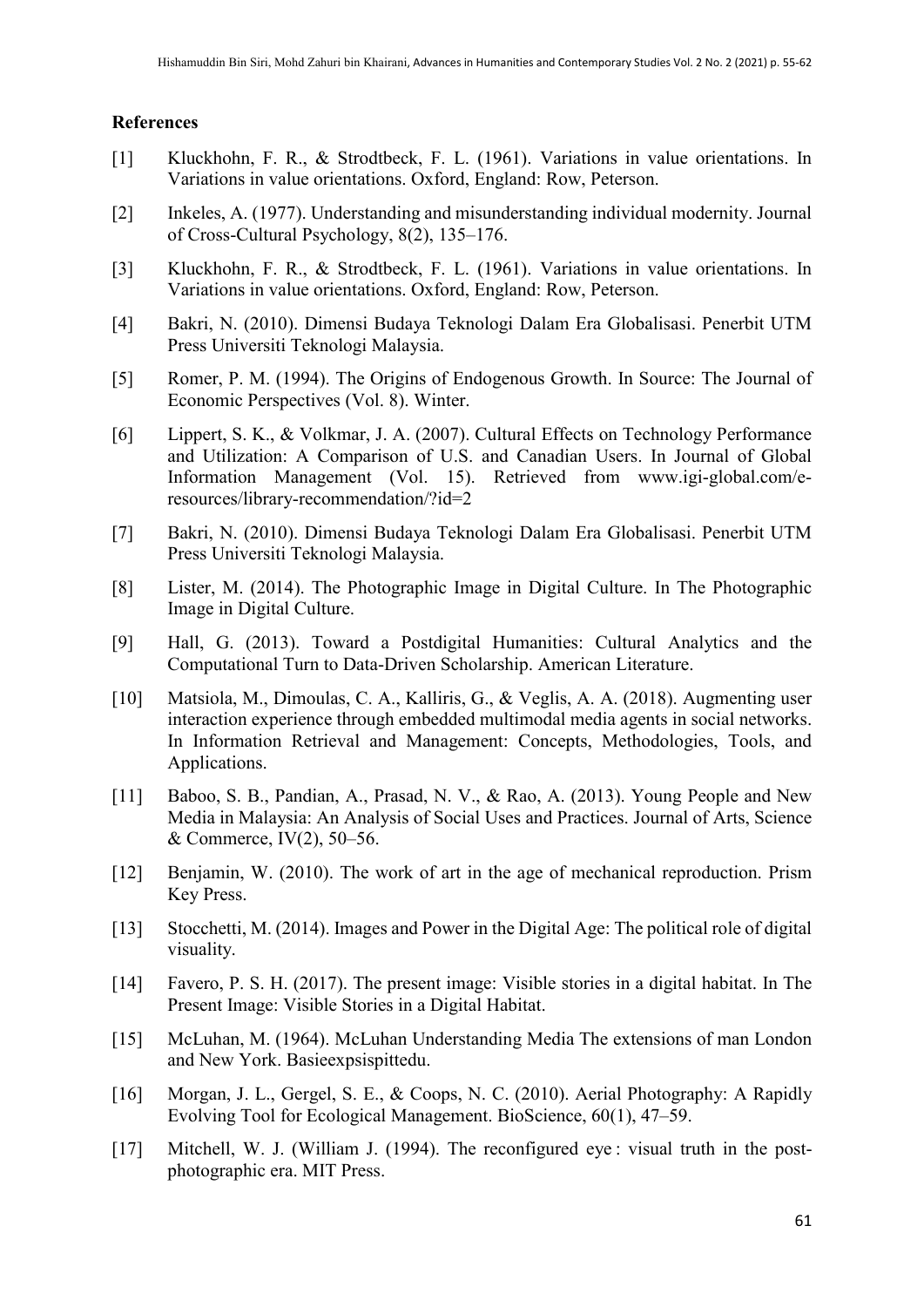## References

[1] Kluckhohn, F. R., & Strodtbeck, F. L. (1961). Variations in value orientations. In Variations in value orientations. Oxford, England: Row, Peterson.

[2] Inkeles, A. (1977). Understanding and misunderstanding individual modernity. Journal of Cross-Cultural Psychology, 8(2), 135–176.

[3] Kluckhohn, F. R., & Strodtbeck, F. L. (1961). Variations in value orientations. In Variations in value orientations. Oxford, England: Row, Peterson.

[4] Bakri, N. (2010). Dimensi Budaya Teknologi Dalam Era Globalisasi. Penerbit UTM Press Universiti Teknologi Malaysia.

[5] Romer, P. M. (1994). The Origins of Endogenous Growth. In Source: The Journal of Economic Perspectives (Vol. 8). Winter.

[6] Lippert, S. K., & Volkmar, J. A. (2007). Cultural Effects on Technology Performance and Utilization: A Comparison of U.S. and Canadian Users. In Journal of Global Information Management (Vol. 15). Retrieved from www.igi-global.com/e-resources/library-recommendation/?id=2

[7] Bakri, N. (2010). Dimensi Budaya Teknologi Dalam Era Globalisasi. Penerbit UTM Press Universiti Teknologi Malaysia.

[8] Lister, M. (2014). The Photographic Image in Digital Culture. In The Photographic Image in Digital Culture.

[9] Hall, G. (2013). Toward a Postdigital Humanities: Cultural Analytics and the Computational Turn to Data-Driven Scholarship. American Literature.

[10] Matsiola, M., Dimoulas, C. A., Kalliris, G., & Veglis, A. A. (2018). Augmenting user interaction experience through embedded multimodal media agents in social networks. In Information Retrieval and Management: Concepts, Methodologies, Tools, and Applications.

[11] Baboo, S. B., Pandian, A., Prasad, N. V., & Rao, A. (2013). Young People and New Media in Malaysia: An Analysis of Social Uses and Practices. Journal of Arts, Science & Commerce, IV(2), 50–56.

[12] Benjamin, W. (2010). The work of art in the age of mechanical reproduction. Prism Key Press.

[13] Stocchetti, M. (2014). Images and Power in the Digital Age: The political role of digital visuality.

[14] Favero, P. S. H. (2017). The present image: Visible stories in a digital habitat. In The Present Image: Visible Stories in a Digital Habitat.

[15] McLuhan, M. (1964). McLuhan Understanding Media The extensions of man London and New York. Basieexpsispittedu.

[16] Morgan, J. L., Gergel, S. E., & Coops, N. C. (2010). Aerial Photography: A Rapidly Evolving Tool for Ecological Management. BioScience, 60(1), 47–59.

[17] Mitchell, W. J. (William J. (1994). The reconfigured eye : visual truth in the post-photographic era. MIT Press.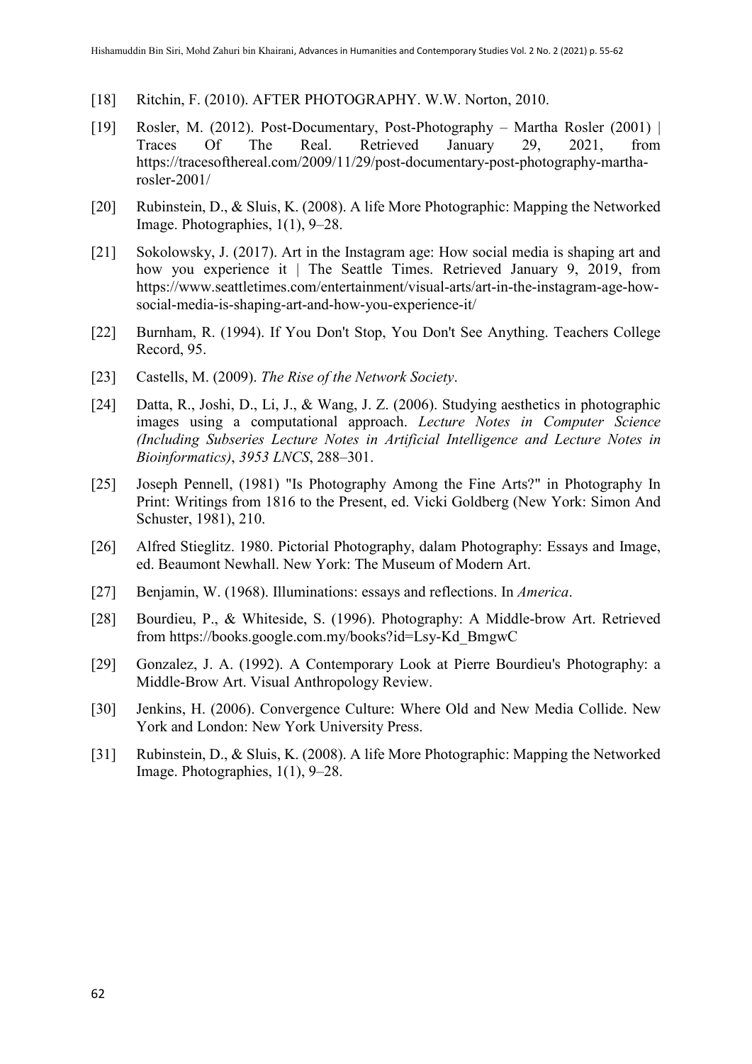[18] Ritchin, F. (2010). AFTER PHOTOGRAPHY. W.W. Norton, 2010.

[19] Rosler, M. (2012). Post-Documentary, Post-Photography – Martha Rosler (2001) | Traces Of The Real. Retrieved January 29, 2021, from https://tracesofthereal.com/2009/11/29/post-documentary-post-photography-martha-rosler-2001/

[20] Rubinstein, D., & Sluis, K. (2008). A life More Photographic: Mapping the Networked Image. Photographies, 1(1), 9–28.

[21] Sokolowsky, J. (2017). Art in the Instagram age: How social media is shaping art and how you experience it | The Seattle Times. Retrieved January 9, 2019, from https://www.seattletimes.com/entertainment/visual-arts/art-in-the-instagram-age-how-social-media-is-shaping-art-and-how-you-experience-it/

[22] Burnham, R. (1994). If You Don't Stop, You Don't See Anything. Teachers College Record, 95.

[23] Castells, M. (2009). *The Rise of the Network Society*.

[24] Datta, R., Joshi, D., Li, J., & Wang, J. Z. (2006). Studying aesthetics in photographic images using a computational approach. *Lecture Notes in Computer Science (Including Subseries Lecture Notes in Artificial Intelligence and Lecture Notes in Bioinformatics)*, *3953 LNCS*, 288–301.

[25] Joseph Pennell, (1981) "Is Photography Among the Fine Arts?" in Photography In Print: Writings from 1816 to the Present, ed. Vicki Goldberg (New York: Simon And Schuster, 1981), 210.

[26] Alfred Stieglitz. 1980. Pictorial Photography, dalam Photography: Essays and Image, ed. Beaumont Newhall. New York: The Museum of Modern Art.

[27] Benjamin, W. (1968). Illuminations: essays and reflections. In *America*.

[28] Bourdieu, P., & Whiteside, S. (1996). Photography: A Middle-brow Art. Retrieved from https://books.google.com.my/books?id=Lsy-Kd_BmgwC

[29] Gonzalez, J. A. (1992). A Contemporary Look at Pierre Bourdieu's Photography: a Middle-Brow Art. Visual Anthropology Review.

[30] Jenkins, H. (2006). Convergence Culture: Where Old and New Media Collide. New York and London: New York University Press.

[31] Rubinstein, D., & Sluis, K. (2008). A life More Photographic: Mapping the Networked Image. Photographies, 1(1), 9–28.